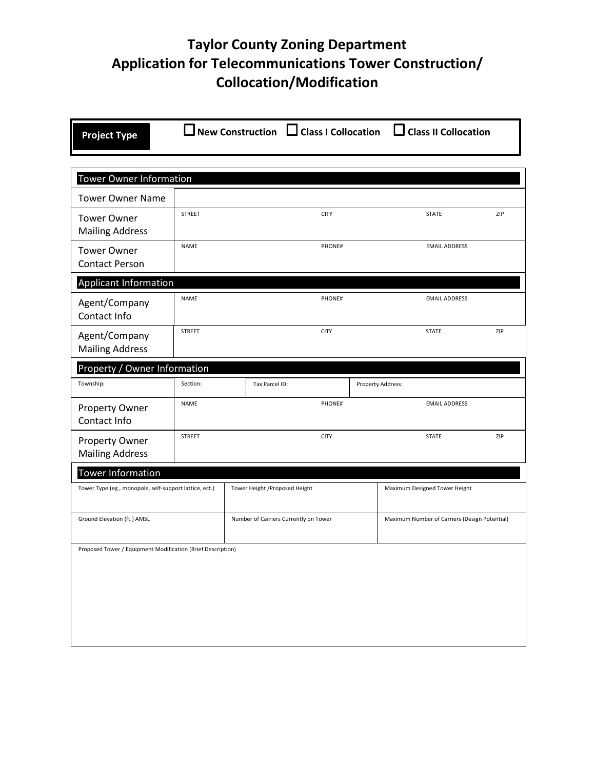# Taylor County Zoning Department
# Application for Telecommunications Tower Construction/ Collocation/Modification

**Project Type** ☐ **New Construction** ☐ **Class I Collocation** ☐ **Class II Collocation**

| Tower Owner Information | | | | |
|---|---|---|---|---|
| Tower Owner Name | | | | |
| Tower Owner Mailing Address | STREET | CITY | STATE | ZIP |
| Tower Owner Contact Person | NAME | PHONE# | EMAIL ADDRESS | |
| **Applicant Information** | | | | |
| Agent/Company Contact Info | NAME | PHONE# | EMAIL ADDRESS | |
| Agent/Company Mailing Address | STREET | CITY | STATE | ZIP |

| Property / Owner Information | | | |
|---|---|---|---|
| Township: | Section: | Tax Parcel ID: | Property Address: |

| | | | | |
|---|---|---|---|---|
| Property Owner Contact Info | NAME | PHONE# | EMAIL ADDRESS | |
| Property Owner Mailing Address | STREET | CITY | STATE | ZIP |

| Tower Information | | |
|---|---|---|
| Tower Type (eg., monopole, self-support lattice, ect.) | Tower Height /Proposed Height | Maximum Designed Tower Height |
| Ground Elevation (ft.) AMSL | Number of Carriers Currently on Tower | Maximum Number of Carriers (Design Potential) |
| Proposed Tower / Equipment Modification (Brief Description) | | |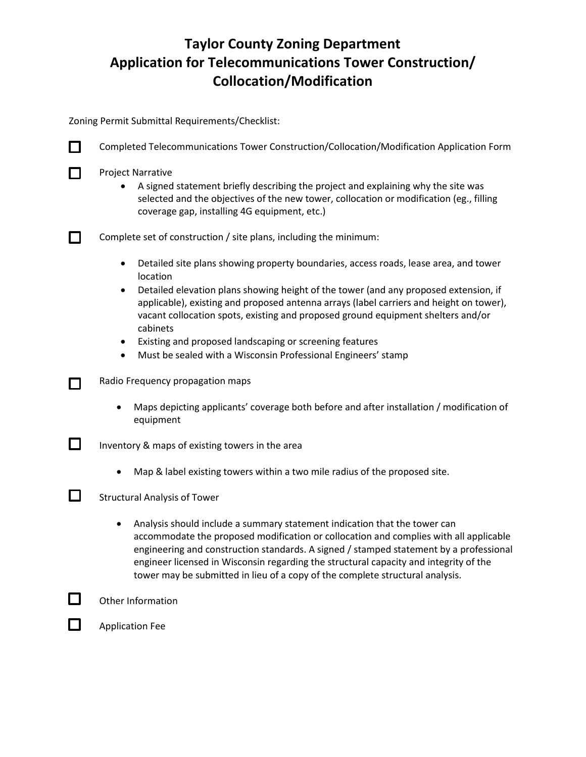# Taylor County Zoning Department
# Application for Telecommunications Tower Construction/ Collocation/Modification

Zoning Permit Submittal Requirements/Checklist:

- ☐ Completed Telecommunications Tower Construction/Collocation/Modification Application Form
- ☐ Project Narrative
  - A signed statement briefly describing the project and explaining why the site was selected and the objectives of the new tower, collocation or modification (eg., filling coverage gap, installing 4G equipment, etc.)
- ☐ Complete set of construction / site plans, including the minimum:
  - Detailed site plans showing property boundaries, access roads, lease area, and tower location
  - Detailed elevation plans showing height of the tower (and any proposed extension, if applicable), existing and proposed antenna arrays (label carriers and height on tower), vacant collocation spots, existing and proposed ground equipment shelters and/or cabinets
  - Existing and proposed landscaping or screening features
  - Must be sealed with a Wisconsin Professional Engineers' stamp
- ☐ Radio Frequency propagation maps
  - Maps depicting applicants' coverage both before and after installation / modification of equipment
- ☐ Inventory & maps of existing towers in the area
  - Map & label existing towers within a two mile radius of the proposed site.
- ☐ Structural Analysis of Tower
  - Analysis should include a summary statement indication that the tower can accommodate the proposed modification or collocation and complies with all applicable engineering and construction standards. A signed / stamped statement by a professional engineer licensed in Wisconsin regarding the structural capacity and integrity of the tower may be submitted in lieu of a copy of the complete structural analysis.
- ☐ Other Information
- ☐ Application Fee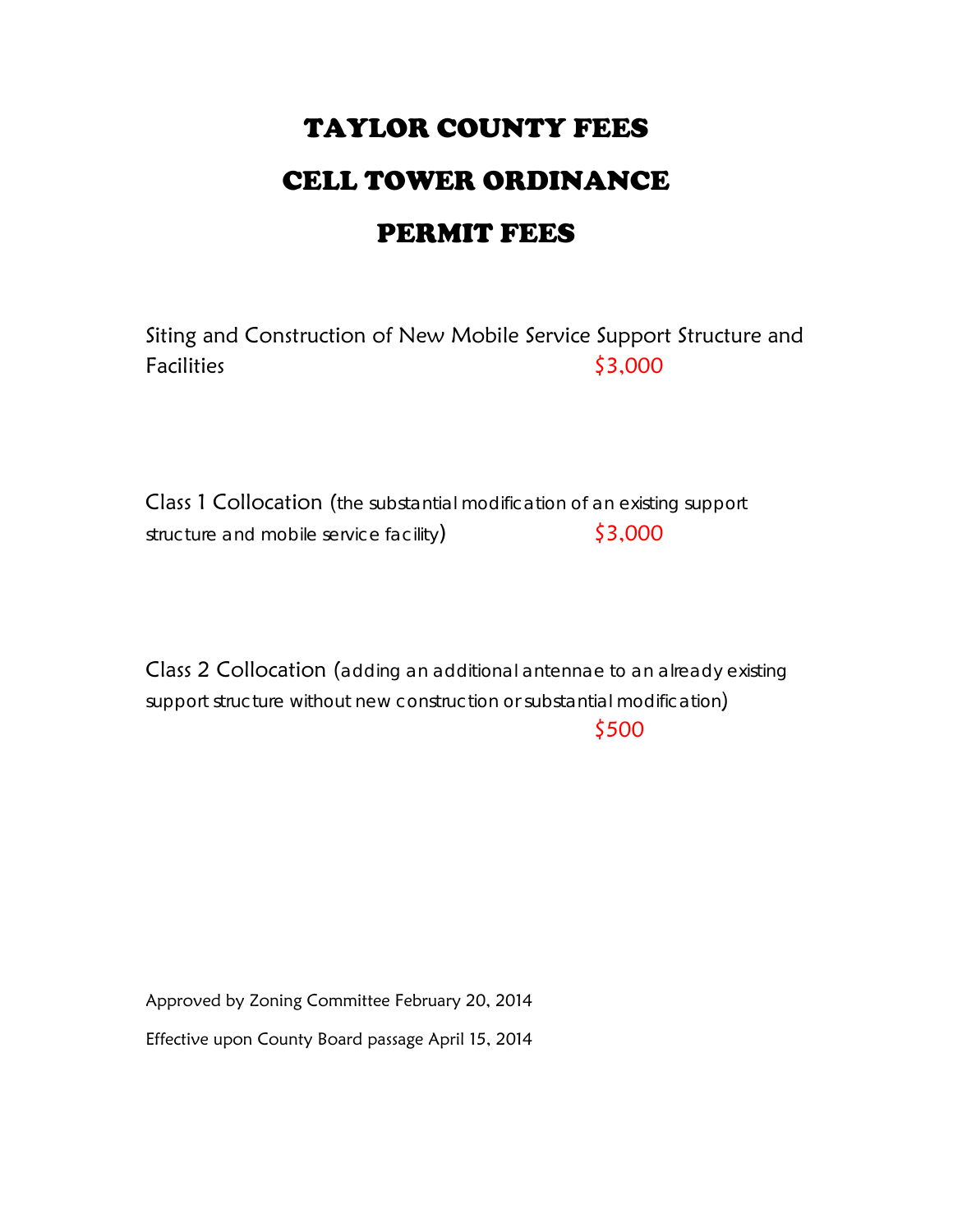# TAYLOR COUNTY FEES

# CELL TOWER ORDINANCE

# PERMIT FEES

Siting and Construction of New Mobile Service Support Structure and Facilities $3,000

Class 1 Collocation (the substantial modification of an existing support structure and mobile service facility) $3,000

Class 2 Collocation (adding an additional antennae to an already existing support structure without new construction or substantial modification) $500

Approved by Zoning Committee February 20, 2014

Effective upon County Board passage April 15, 2014